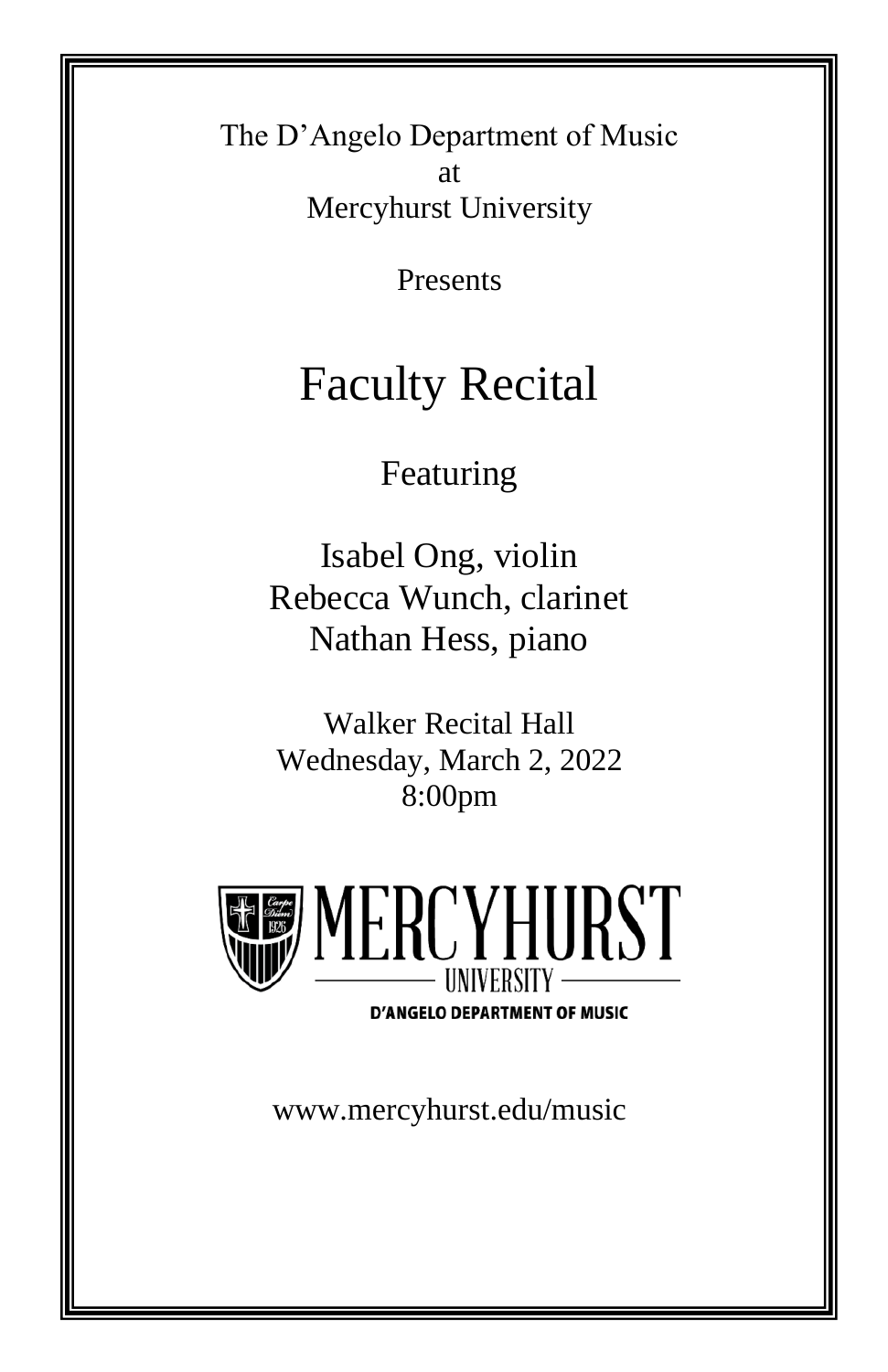The D'Angelo Department of Music
at
Mercyhurst University

Presents

# Faculty Recital

Featuring

Isabel Ong, violin
Rebecca Wunch, clarinet
Nathan Hess, piano

Walker Recital Hall
Wednesday, March 2, 2022
8:00pm

MERCYHURST
UNIVERSITY
D'ANGELO DEPARTMENT OF MUSIC

www.mercyhurst.edu/music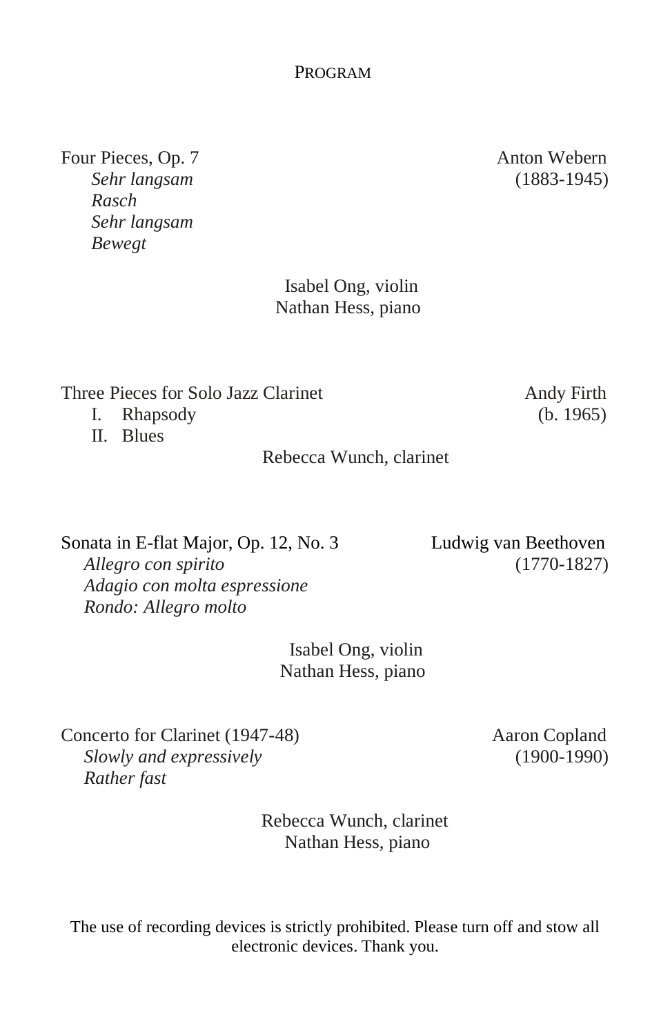## Program

**Four Pieces, Op. 7** — Anton Webern (1883-1945)

*Sehr langsam*
*Rasch*
*Sehr langsam*
*Bewegt*

Isabel Ong, violin
Nathan Hess, piano

**Three Pieces for Solo Jazz Clarinet** — Andy Firth (b. 1965)

I. Rhapsody
II. Blues

Rebecca Wunch, clarinet

**Sonata in E-flat Major, Op. 12, No. 3** — Ludwig van Beethoven (1770-1827)

*Allegro con spirito*
*Adagio con molta espressione*
*Rondo: Allegro molto*

Isabel Ong, violin
Nathan Hess, piano

**Concerto for Clarinet (1947-48)** — Aaron Copland (1900-1990)

*Slowly and expressively*
*Rather fast*

Rebecca Wunch, clarinet
Nathan Hess, piano

The use of recording devices is strictly prohibited. Please turn off and stow all electronic devices. Thank you.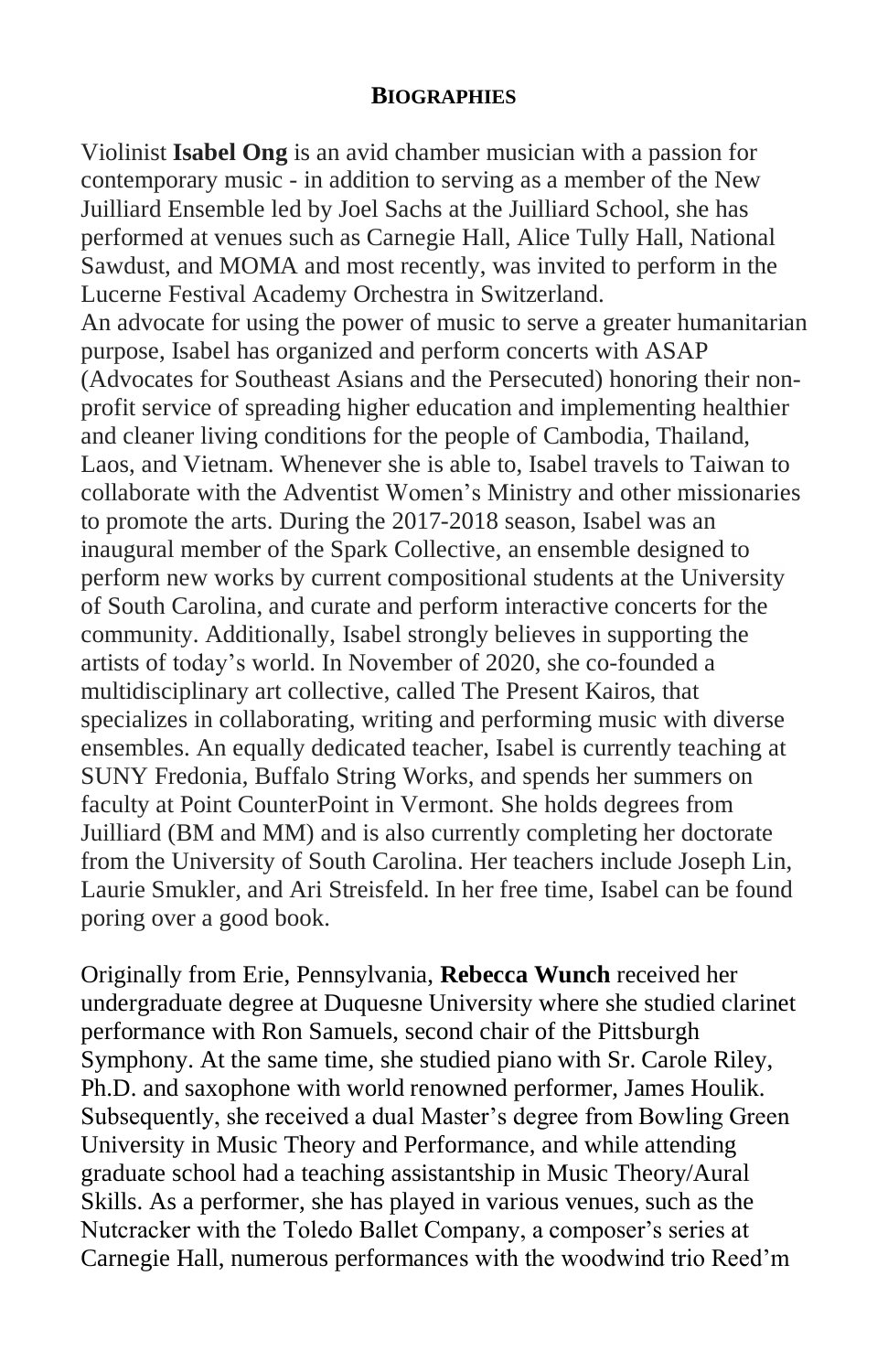## BIOGRAPHIES

Violinist **Isabel Ong** is an avid chamber musician with a passion for contemporary music - in addition to serving as a member of the New Juilliard Ensemble led by Joel Sachs at the Juilliard School, she has performed at venues such as Carnegie Hall, Alice Tully Hall, National Sawdust, and MOMA and most recently, was invited to perform in the Lucerne Festival Academy Orchestra in Switzerland.
An advocate for using the power of music to serve a greater humanitarian purpose, Isabel has organized and perform concerts with ASAP (Advocates for Southeast Asians and the Persecuted) honoring their non-profit service of spreading higher education and implementing healthier and cleaner living conditions for the people of Cambodia, Thailand, Laos, and Vietnam. Whenever she is able to, Isabel travels to Taiwan to collaborate with the Adventist Women's Ministry and other missionaries to promote the arts. During the 2017-2018 season, Isabel was an inaugural member of the Spark Collective, an ensemble designed to perform new works by current compositional students at the University of South Carolina, and curate and perform interactive concerts for the community. Additionally, Isabel strongly believes in supporting the artists of today's world. In November of 2020, she co-founded a multidisciplinary art collective, called The Present Kairos, that specializes in collaborating, writing and performing music with diverse ensembles. An equally dedicated teacher, Isabel is currently teaching at SUNY Fredonia, Buffalo String Works, and spends her summers on faculty at Point CounterPoint in Vermont. She holds degrees from Juilliard (BM and MM) and is also currently completing her doctorate from the University of South Carolina. Her teachers include Joseph Lin, Laurie Smukler, and Ari Streisfeld. In her free time, Isabel can be found poring over a good book.

Originally from Erie, Pennsylvania, **Rebecca Wunch** received her undergraduate degree at Duquesne University where she studied clarinet performance with Ron Samuels, second chair of the Pittsburgh Symphony. At the same time, she studied piano with Sr. Carole Riley, Ph.D. and saxophone with world renowned performer, James Houlik. Subsequently, she received a dual Master's degree from Bowling Green University in Music Theory and Performance, and while attending graduate school had a teaching assistantship in Music Theory/Aural Skills. As a performer, she has played in various venues, such as the Nutcracker with the Toledo Ballet Company, a composer's series at Carnegie Hall, numerous performances with the woodwind trio Reed'm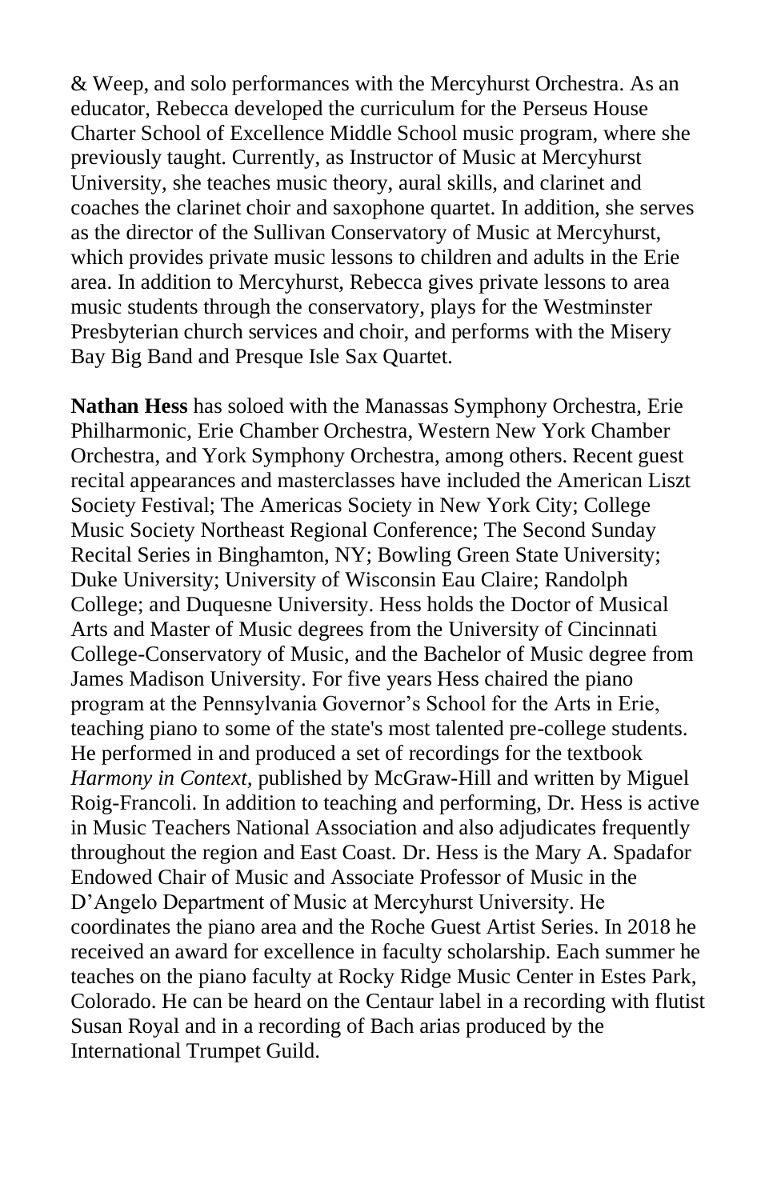& Weep, and solo performances with the Mercyhurst Orchestra. As an educator, Rebecca developed the curriculum for the Perseus House Charter School of Excellence Middle School music program, where she previously taught. Currently, as Instructor of Music at Mercyhurst University, she teaches music theory, aural skills, and clarinet and coaches the clarinet choir and saxophone quartet. In addition, she serves as the director of the Sullivan Conservatory of Music at Mercyhurst, which provides private music lessons to children and adults in the Erie area. In addition to Mercyhurst, Rebecca gives private lessons to area music students through the conservatory, plays for the Westminster Presbyterian church services and choir, and performs with the Misery Bay Big Band and Presque Isle Sax Quartet.

**Nathan Hess** has soloed with the Manassas Symphony Orchestra, Erie Philharmonic, Erie Chamber Orchestra, Western New York Chamber Orchestra, and York Symphony Orchestra, among others. Recent guest recital appearances and masterclasses have included the American Liszt Society Festival; The Americas Society in New York City; College Music Society Northeast Regional Conference; The Second Sunday Recital Series in Binghamton, NY; Bowling Green State University; Duke University; University of Wisconsin Eau Claire; Randolph College; and Duquesne University. Hess holds the Doctor of Musical Arts and Master of Music degrees from the University of Cincinnati College-Conservatory of Music, and the Bachelor of Music degree from James Madison University. For five years Hess chaired the piano program at the Pennsylvania Governor's School for the Arts in Erie, teaching piano to some of the state's most talented pre-college students. He performed in and produced a set of recordings for the textbook *Harmony in Context*, published by McGraw-Hill and written by Miguel Roig-Francoli. In addition to teaching and performing, Dr. Hess is active in Music Teachers National Association and also adjudicates frequently throughout the region and East Coast. Dr. Hess is the Mary A. Spadafor Endowed Chair of Music and Associate Professor of Music in the D'Angelo Department of Music at Mercyhurst University. He coordinates the piano area and the Roche Guest Artist Series. In 2018 he received an award for excellence in faculty scholarship. Each summer he teaches on the piano faculty at Rocky Ridge Music Center in Estes Park, Colorado. He can be heard on the Centaur label in a recording with flutist Susan Royal and in a recording of Bach arias produced by the International Trumpet Guild.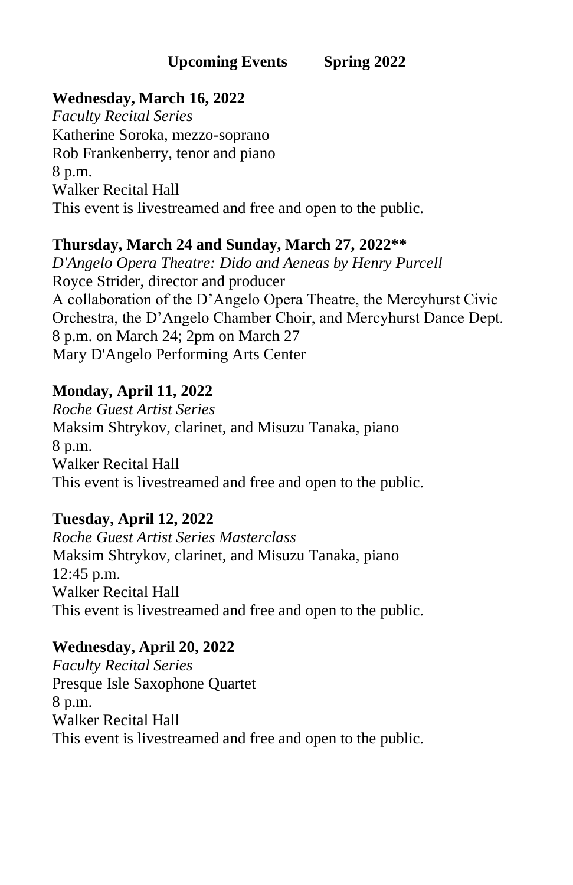## Upcoming Events Spring 2022

**Wednesday, March 16, 2022**
*Faculty Recital Series*
Katherine Soroka, mezzo-soprano
Rob Frankenberry, tenor and piano
8 p.m.
Walker Recital Hall
This event is livestreamed and free and open to the public.

**Thursday, March 24 and Sunday, March 27, 2022****
*D'Angelo Opera Theatre: Dido and Aeneas by Henry Purcell*
Royce Strider, director and producer
A collaboration of the D'Angelo Opera Theatre, the Mercyhurst Civic Orchestra, the D'Angelo Chamber Choir, and Mercyhurst Dance Dept.
8 p.m. on March 24; 2pm on March 27
Mary D'Angelo Performing Arts Center

**Monday, April 11, 2022**
*Roche Guest Artist Series*
Maksim Shtrykov, clarinet, and Misuzu Tanaka, piano
8 p.m.
Walker Recital Hall
This event is livestreamed and free and open to the public.

**Tuesday, April 12, 2022**
*Roche Guest Artist Series Masterclass*
Maksim Shtrykov, clarinet, and Misuzu Tanaka, piano
12:45 p.m.
Walker Recital Hall
This event is livestreamed and free and open to the public.

**Wednesday, April 20, 2022**
*Faculty Recital Series*
Presque Isle Saxophone Quartet
8 p.m.
Walker Recital Hall
This event is livestreamed and free and open to the public.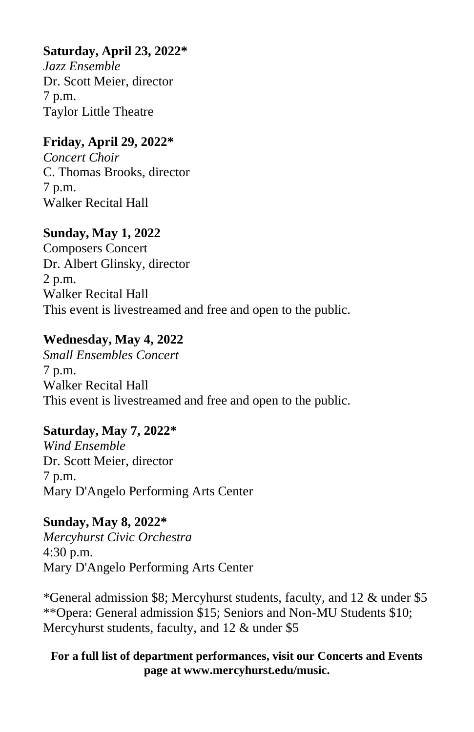**Saturday, April 23, 2022***
*Jazz Ensemble*
Dr. Scott Meier, director
7 p.m.
Taylor Little Theatre

**Friday, April 29, 2022***
*Concert Choir*
C. Thomas Brooks, director
7 p.m.
Walker Recital Hall

**Sunday, May 1, 2022**
Composers Concert
Dr. Albert Glinsky, director
2 p.m.
Walker Recital Hall
This event is livestreamed and free and open to the public.

**Wednesday, May 4, 2022**
*Small Ensembles Concert*
7 p.m.
Walker Recital Hall
This event is livestreamed and free and open to the public.

**Saturday, May 7, 2022***
*Wind Ensemble*
Dr. Scott Meier, director
7 p.m.
Mary D'Angelo Performing Arts Center

**Sunday, May 8, 2022***
*Mercyhurst Civic Orchestra*
4:30 p.m.
Mary D'Angelo Performing Arts Center

*General admission $8; Mercyhurst students, faculty, and 12 & under $5
**Opera: General admission $15; Seniors and Non-MU Students $10; Mercyhurst students, faculty, and 12 & under $5

**For a full list of department performances, visit our Concerts and Events page at www.mercyhurst.edu/music.**